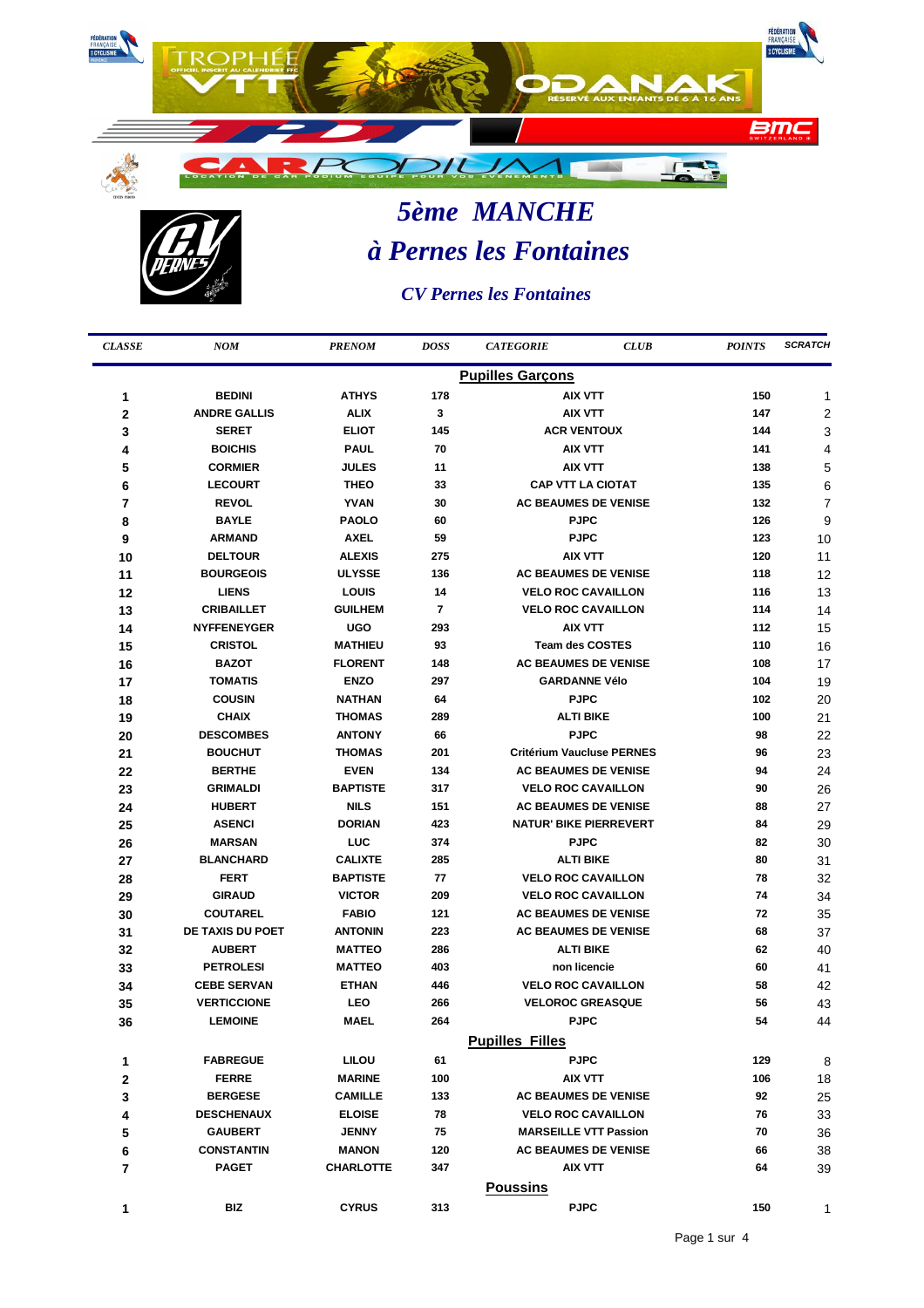# 5ème MANCHE

# à Pernes les Fontaines

### CV Pernes les Fontaines

| CLASSE | NOM | PRENOM | DOSS | CATEGORIE CLUB | POINTS | SCRATCH |
|---|---|---|---|---|---|---|
| | | | | **Pupilles Garçons** | | |
| 1 | BEDINI | ATHYS | 178 | AIX VTT | 150 | 1 |
| 2 | ANDRE GALLIS | ALIX | 3 | AIX VTT | 147 | 2 |
| 3 | SERET | ELIOT | 145 | ACR VENTOUX | 144 | 3 |
| 4 | BOICHIS | PAUL | 70 | AIX VTT | 141 | 4 |
| 5 | CORMIER | JULES | 11 | AIX VTT | 138 | 5 |
| 6 | LECOURT | THEO | 33 | CAP VTT LA CIOTAT | 135 | 6 |
| 7 | REVOL | YVAN | 30 | AC BEAUMES DE VENISE | 132 | 7 |
| 8 | BAYLE | PAOLO | 60 | PJPC | 126 | 9 |
| 9 | ARMAND | AXEL | 59 | PJPC | 123 | 10 |
| 10 | DELTOUR | ALEXIS | 275 | AIX VTT | 120 | 11 |
| 11 | BOURGEOIS | ULYSSE | 136 | AC BEAUMES DE VENISE | 118 | 12 |
| 12 | LIENS | LOUIS | 14 | VELO ROC CAVAILLON | 116 | 13 |
| 13 | CRIBAILLET | GUILHEM | 7 | VELO ROC CAVAILLON | 114 | 14 |
| 14 | NYFFENEYGER | UGO | 293 | AIX VTT | 112 | 15 |
| 15 | CRISTOL | MATHIEU | 93 | Team des COSTES | 110 | 16 |
| 16 | BAZOT | FLORENT | 148 | AC BEAUMES DE VENISE | 108 | 17 |
| 17 | TOMATIS | ENZO | 297 | GARDANNE Vélo | 104 | 19 |
| 18 | COUSIN | NATHAN | 64 | PJPC | 102 | 20 |
| 19 | CHAIX | THOMAS | 289 | ALTI BIKE | 100 | 21 |
| 20 | DESCOMBES | ANTONY | 66 | PJPC | 98 | 22 |
| 21 | BOUCHUT | THOMAS | 201 | Critérium Vaucluse PERNES | 96 | 23 |
| 22 | BERTHE | EVEN | 134 | AC BEAUMES DE VENISE | 94 | 24 |
| 23 | GRIMALDI | BAPTISTE | 317 | VELO ROC CAVAILLON | 90 | 26 |
| 24 | HUBERT | NILS | 151 | AC BEAUMES DE VENISE | 88 | 27 |
| 25 | ASENCI | DORIAN | 423 | NATUR' BIKE PIERREVERT | 84 | 29 |
| 26 | MARSAN | LUC | 374 | PJPC | 82 | 30 |
| 27 | BLANCHARD | CALIXTE | 285 | ALTI BIKE | 80 | 31 |
| 28 | FERT | BAPTISTE | 77 | VELO ROC CAVAILLON | 78 | 32 |
| 29 | GIRAUD | VICTOR | 209 | VELO ROC CAVAILLON | 74 | 34 |
| 30 | COUTAREL | FABIO | 121 | AC BEAUMES DE VENISE | 72 | 35 |
| 31 | DE TAXIS DU POET | ANTONIN | 223 | AC BEAUMES DE VENISE | 68 | 37 |
| 32 | AUBERT | MATTEO | 286 | ALTI BIKE | 62 | 40 |
| 33 | PETROLESI | MATTEO | 403 | non licencie | 60 | 41 |
| 34 | CEBE SERVAN | ETHAN | 446 | VELO ROC CAVAILLON | 58 | 42 |
| 35 | VERTICCIONE | LEO | 266 | VELOROC GREASQUE | 56 | 43 |
| 36 | LEMOINE | MAEL | 264 | PJPC | 54 | 44 |
| | | | | **Pupilles Filles** | | |
| 1 | FABREGUE | LILOU | 61 | PJPC | 129 | 8 |
| 2 | FERRE | MARINE | 100 | AIX VTT | 106 | 18 |
| 3 | BERGESE | CAMILLE | 133 | AC BEAUMES DE VENISE | 92 | 25 |
| 4 | DESCHENAUX | ELOISE | 78 | VELO ROC CAVAILLON | 76 | 33 |
| 5 | GAUBERT | JENNY | 75 | MARSEILLE VTT Passion | 70 | 36 |
| 6 | CONSTANTIN | MANON | 120 | AC BEAUMES DE VENISE | 66 | 38 |
| 7 | PAGET | CHARLOTTE | 347 | AIX VTT | 64 | 39 |
| | | | | **Poussins** | | |
| 1 | BIZ | CYRUS | 313 | PJPC | 150 | 1 |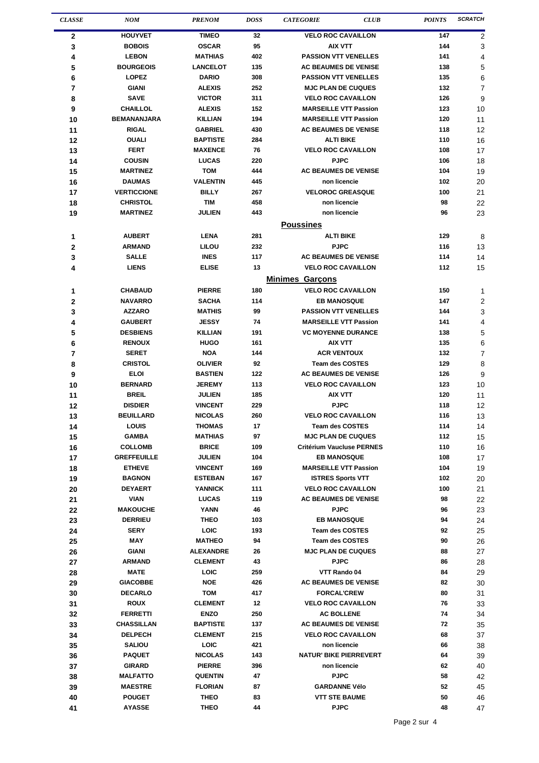| CLASSE | NOM | PRENOM | DOSS | CATEGORIE | CLUB | POINTS | SCRATCH |
|---|---|---|---|---|---|---|---|
| 2 | HOUYVET | TIMEO | 32 | | VELO ROC CAVAILLON | 147 | 2 |
| 3 | BOBOIS | OSCAR | 95 | | AIX VTT | 144 | 3 |
| 4 | LEBON | MATHIAS | 402 | | PASSION VTT VENELLES | 141 | 4 |
| 5 | BOURGEOIS | LANCELOT | 135 | | AC BEAUMES DE VENISE | 138 | 5 |
| 6 | LOPEZ | DARIO | 308 | | PASSION VTT VENELLES | 135 | 6 |
| 7 | GIANI | ALEXIS | 252 | | MJC PLAN DE CUQUES | 132 | 7 |
| 8 | SAVE | VICTOR | 311 | | VELO ROC CAVAILLON | 126 | 9 |
| 9 | CHAILLOL | ALEXIS | 152 | | MARSEILLE VTT Passion | 123 | 10 |
| 10 | BEMANANJARA | KILLIAN | 194 | | MARSEILLE VTT Passion | 120 | 11 |
| 11 | RIGAL | GABRIEL | 430 | | AC BEAUMES DE VENISE | 118 | 12 |
| 12 | OUALI | BAPTISTE | 284 | | ALTI BIKE | 110 | 16 |
| 13 | FERT | MAXENCE | 76 | | VELO ROC CAVAILLON | 108 | 17 |
| 14 | COUSIN | LUCAS | 220 | | PJPC | 106 | 18 |
| 15 | MARTINEZ | TOM | 444 | | AC BEAUMES DE VENISE | 104 | 19 |
| 16 | DAUMAS | VALENTIN | 445 | | non licencie | 102 | 20 |
| 17 | VERTICCIONE | BILLY | 267 | | VELOROC GREASQUE | 100 | 21 |
| 18 | CHRISTOL | TIM | 458 | | non licencie | 98 | 22 |
| 19 | MARTINEZ | JULIEN | 443 | | non licencie | 96 | 23 |
| | | | | **Poussines** | | | |
| 1 | AUBERT | LENA | 281 | | ALTI BIKE | 129 | 8 |
| 2 | ARMAND | LILOU | 232 | | PJPC | 116 | 13 |
| 3 | SALLE | INES | 117 | | AC BEAUMES DE VENISE | 114 | 14 |
| 4 | LIENS | ELISE | 13 | | VELO ROC CAVAILLON | 112 | 15 |
| | | | | **Minimes Garçons** | | | |
| 1 | CHABAUD | PIERRE | 180 | | VELO ROC CAVAILLON | 150 | 1 |
| 2 | NAVARRO | SACHA | 114 | | EB MANOSQUE | 147 | 2 |
| 3 | AZZARO | MATHIS | 99 | | PASSION VTT VENELLES | 144 | 3 |
| 4 | GAUBERT | JESSY | 74 | | MARSEILLE VTT Passion | 141 | 4 |
| 5 | DESBIENS | KILLIAN | 191 | | VC MOYENNE DURANCE | 138 | 5 |
| 6 | RENOUX | HUGO | 161 | | AIX VTT | 135 | 6 |
| 7 | SERET | NOA | 144 | | ACR VENTOUX | 132 | 7 |
| 8 | CRISTOL | OLIVIER | 92 | | Team des COSTES | 129 | 8 |
| 9 | ELOI | BASTIEN | 122 | | AC BEAUMES DE VENISE | 126 | 9 |
| 10 | BERNARD | JEREMY | 113 | | VELO ROC CAVAILLON | 123 | 10 |
| 11 | BREIL | JULIEN | 185 | | AIX VTT | 120 | 11 |
| 12 | DISDIER | VINCENT | 229 | | PJPC | 118 | 12 |
| 13 | BEUILLARD | NICOLAS | 260 | | VELO ROC CAVAILLON | 116 | 13 |
| 14 | LOUIS | THOMAS | 17 | | Team des COSTES | 114 | 14 |
| 15 | GAMBA | MATHIAS | 97 | | MJC PLAN DE CUQUES | 112 | 15 |
| 16 | COLLOMB | BRICE | 109 | | Critérium Vaucluse PERNES | 110 | 16 |
| 17 | GREFFEUILLE | JULIEN | 104 | | EB MANOSQUE | 108 | 17 |
| 18 | ETHEVE | VINCENT | 169 | | MARSEILLE VTT Passion | 104 | 19 |
| 19 | BAGNON | ESTEBAN | 167 | | ISTRES Sports VTT | 102 | 20 |
| 20 | DEYAERT | YANNICK | 111 | | VELO ROC CAVAILLON | 100 | 21 |
| 21 | VIAN | LUCAS | 119 | | AC BEAUMES DE VENISE | 98 | 22 |
| 22 | MAKOUCHE | YANN | 46 | | PJPC | 96 | 23 |
| 23 | DERRIEU | THEO | 103 | | EB MANOSQUE | 94 | 24 |
| 24 | SERY | LOIC | 193 | | Team des COSTES | 92 | 25 |
| 25 | MAY | MATHEO | 94 | | Team des COSTES | 90 | 26 |
| 26 | GIANI | ALEXANDRE | 26 | | MJC PLAN DE CUQUES | 88 | 27 |
| 27 | ARMAND | CLEMENT | 43 | | PJPC | 86 | 28 |
| 28 | MATE | LOIC | 259 | | VTT Rando 04 | 84 | 29 |
| 29 | GIACOBBE | NOE | 426 | | AC BEAUMES DE VENISE | 82 | 30 |
| 30 | DECARLO | TOM | 417 | | FORCAL'CREW | 80 | 31 |
| 31 | ROUX | CLEMENT | 12 | | VELO ROC CAVAILLON | 76 | 33 |
| 32 | FERRETTI | ENZO | 250 | | AC BOLLENE | 74 | 34 |
| 33 | CHASSILLAN | BAPTISTE | 137 | | AC BEAUMES DE VENISE | 72 | 35 |
| 34 | DELPECH | CLEMENT | 215 | | VELO ROC CAVAILLON | 68 | 37 |
| 35 | SALIOU | LOIC | 421 | | non licencie | 66 | 38 |
| 36 | PAQUET | NICOLAS | 143 | | NATUR' BIKE PIERREVERT | 64 | 39 |
| 37 | GIRARD | PIERRE | 396 | | non licencie | 62 | 40 |
| 38 | MALFATTO | QUENTIN | 47 | | PJPC | 58 | 42 |
| 39 | MAESTRE | FLORIAN | 87 | | GARDANNE Vélo | 52 | 45 |
| 40 | POUGET | THEO | 83 | | VTT STE BAUME | 50 | 46 |
| 41 | AYASSE | THEO | 44 | | PJPC | 48 | 47 |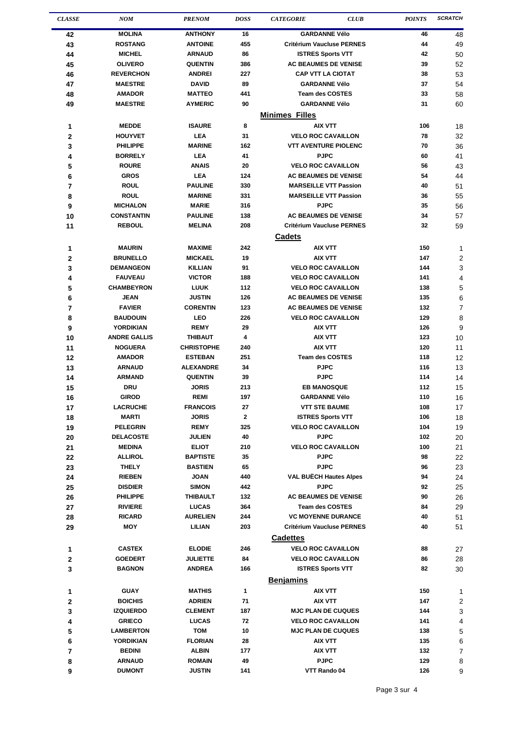| CLASSE | NOM | PRENOM | DOSS | CATEGORIE CLUB | POINTS | SCRATCH |
|---|---|---|---|---|---|---|
| 42 | MOLINA | ANTHONY | 16 | GARDANNE Vélo | 46 | 48 |
| 43 | ROSTANG | ANTOINE | 455 | Critérium Vaucluse PERNES | 44 | 49 |
| 44 | MICHEL | ARNAUD | 86 | ISTRES Sports VTT | 42 | 50 |
| 45 | OLIVERO | QUENTIN | 386 | AC BEAUMES DE VENISE | 39 | 52 |
| 46 | REVERCHON | ANDREI | 227 | CAP VTT LA CIOTAT | 38 | 53 |
| 47 | MAESTRE | DAVID | 89 | GARDANNE Vélo | 37 | 54 |
| 48 | AMADOR | MATTEO | 441 | Team des COSTES | 33 | 58 |
| 49 | MAESTRE | AYMERIC | 90 | GARDANNE Vélo | 31 | 60 |
| | | | | **Minimes Filles** | | |
| 1 | MEDDE | ISAURE | 8 | AIX VTT | 106 | 18 |
| 2 | HOUYVET | LEA | 31 | VELO ROC CAVAILLON | 78 | 32 |
| 3 | PHILIPPE | MARINE | 162 | VTT AVENTURE PIOLENC | 70 | 36 |
| 4 | BORRELY | LEA | 41 | PJPC | 60 | 41 |
| 5 | ROURE | ANAIS | 20 | VELO ROC CAVAILLON | 56 | 43 |
| 6 | GROS | LEA | 124 | AC BEAUMES DE VENISE | 54 | 44 |
| 7 | ROUL | PAULINE | 330 | MARSEILLE VTT Passion | 40 | 51 |
| 8 | ROUL | MARINE | 331 | MARSEILLE VTT Passion | 36 | 55 |
| 9 | MICHALON | MARIE | 316 | PJPC | 35 | 56 |
| 10 | CONSTANTIN | PAULINE | 138 | AC BEAUMES DE VENISE | 34 | 57 |
| 11 | REBOUL | MELINA | 208 | Critérium Vaucluse PERNES | 32 | 59 |
| | | | | **Cadets** | | |
| 1 | MAURIN | MAXIME | 242 | AIX VTT | 150 | 1 |
| 2 | BRUNELLO | MICKAEL | 19 | AIX VTT | 147 | 2 |
| 3 | DEMANGEON | KILLIAN | 91 | VELO ROC CAVAILLON | 144 | 3 |
| 4 | FAUVEAU | VICTOR | 188 | VELO ROC CAVAILLON | 141 | 4 |
| 5 | CHAMBEYRON | LUUK | 112 | VELO ROC CAVAILLON | 138 | 5 |
| 6 | JEAN | JUSTIN | 126 | AC BEAUMES DE VENISE | 135 | 6 |
| 7 | FAVIER | CORENTIN | 123 | AC BEAUMES DE VENISE | 132 | 7 |
| 8 | BAUDOUIN | LEO | 226 | VELO ROC CAVAILLON | 129 | 8 |
| 9 | YORDIKIAN | REMY | 29 | AIX VTT | 126 | 9 |
| 10 | ANDRE GALLIS | THIBAUT | 4 | AIX VTT | 123 | 10 |
| 11 | NOGUERA | CHRISTOPHE | 240 | AIX VTT | 120 | 11 |
| 12 | AMADOR | ESTEBAN | 251 | Team des COSTES | 118 | 12 |
| 13 | ARNAUD | ALEXANDRE | 34 | PJPC | 116 | 13 |
| 14 | ARMAND | QUENTIN | 39 | PJPC | 114 | 14 |
| 15 | DRU | JORIS | 213 | EB MANOSQUE | 112 | 15 |
| 16 | GIROD | REMI | 197 | GARDANNE Vélo | 110 | 16 |
| 17 | LACRUCHE | FRANCOIS | 27 | VTT STE BAUME | 108 | 17 |
| 18 | MARTI | JORIS | 2 | ISTRES Sports VTT | 106 | 18 |
| 19 | PELEGRIN | REMY | 325 | VELO ROC CAVAILLON | 104 | 19 |
| 20 | DELACOSTE | JULIEN | 40 | PJPC | 102 | 20 |
| 21 | MEDINA | ELIOT | 210 | VELO ROC CAVAILLON | 100 | 21 |
| 22 | ALLIROL | BAPTISTE | 35 | PJPC | 98 | 22 |
| 23 | THELY | BASTIEN | 65 | PJPC | 96 | 23 |
| 24 | RIEBEN | JOAN | 440 | VAL BUËCH Hautes Alpes | 94 | 24 |
| 25 | DISDIER | SIMON | 442 | PJPC | 92 | 25 |
| 26 | PHILIPPE | THIBAULT | 132 | AC BEAUMES DE VENISE | 90 | 26 |
| 27 | RIVIERE | LUCAS | 364 | Team des COSTES | 84 | 29 |
| 28 | RICARD | AURELIEN | 244 | VC MOYENNE DURANCE | 40 | 51 |
| 29 | MOY | LILIAN | 203 | Critérium Vaucluse PERNES | 40 | 51 |
| | | | | **Cadettes** | | |
| 1 | CASTEX | ELODIE | 246 | VELO ROC CAVAILLON | 88 | 27 |
| 2 | GOEDERT | JULIETTE | 84 | VELO ROC CAVAILLON | 86 | 28 |
| 3 | BAGNON | ANDREA | 166 | ISTRES Sports VTT | 82 | 30 |
| | | | | **Benjamins** | | |
| 1 | GUAY | MATHIS | 1 | AIX VTT | 150 | 1 |
| 2 | BOICHIS | ADRIEN | 71 | AIX VTT | 147 | 2 |
| 3 | IZQUIERDO | CLEMENT | 187 | MJC PLAN DE CUQUES | 144 | 3 |
| 4 | GRIECO | LUCAS | 72 | VELO ROC CAVAILLON | 141 | 4 |
| 5 | LAMBERTON | TOM | 10 | MJC PLAN DE CUQUES | 138 | 5 |
| 6 | YORDIKIAN | FLORIAN | 28 | AIX VTT | 135 | 6 |
| 7 | BEDINI | ALBIN | 177 | AIX VTT | 132 | 7 |
| 8 | ARNAUD | ROMAIN | 49 | PJPC | 129 | 8 |
| 9 | DUMONT | JUSTIN | 141 | VTT Rando 04 | 126 | 9 |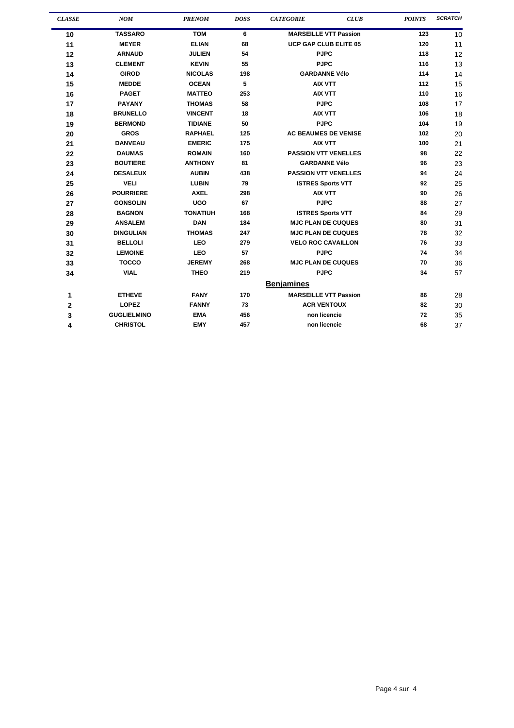| CLASSE | NOM | PRENOM | DOSS | CATEGORIE | CLUB | POINTS | SCRATCH |
|---|---|---|---|---|---|---|---|
| 10 | TASSARO | TOM | 6 | | MARSEILLE VTT Passion | 123 | 10 |
| 11 | MEYER | ELIAN | 68 | | UCP GAP CLUB ELITE 05 | 120 | 11 |
| 12 | ARNAUD | JULIEN | 54 | | PJPC | 118 | 12 |
| 13 | CLEMENT | KEVIN | 55 | | PJPC | 116 | 13 |
| 14 | GIROD | NICOLAS | 198 | | GARDANNE Vélo | 114 | 14 |
| 15 | MEDDE | OCEAN | 5 | | AIX VTT | 112 | 15 |
| 16 | PAGET | MATTEO | 253 | | AIX VTT | 110 | 16 |
| 17 | PAYANY | THOMAS | 58 | | PJPC | 108 | 17 |
| 18 | BRUNELLO | VINCENT | 18 | | AIX VTT | 106 | 18 |
| 19 | BERMOND | TIDIANE | 50 | | PJPC | 104 | 19 |
| 20 | GROS | RAPHAEL | 125 | | AC BEAUMES DE VENISE | 102 | 20 |
| 21 | DANVEAU | EMERIC | 175 | | AIX VTT | 100 | 21 |
| 22 | DAUMAS | ROMAIN | 160 | | PASSION VTT VENELLES | 98 | 22 |
| 23 | BOUTIERE | ANTHONY | 81 | | GARDANNE Vélo | 96 | 23 |
| 24 | DESALEUX | AUBIN | 438 | | PASSION VTT VENELLES | 94 | 24 |
| 25 | VELI | LUBIN | 79 | | ISTRES Sports VTT | 92 | 25 |
| 26 | POURRIERE | AXEL | 298 | | AIX VTT | 90 | 26 |
| 27 | GONSOLIN | UGO | 67 | | PJPC | 88 | 27 |
| 28 | BAGNON | TONATIUH | 168 | | ISTRES Sports VTT | 84 | 29 |
| 29 | ANSALEM | DAN | 184 | | MJC PLAN DE CUQUES | 80 | 31 |
| 30 | DINGULIAN | THOMAS | 247 | | MJC PLAN DE CUQUES | 78 | 32 |
| 31 | BELLOLI | LEO | 279 | | VELO ROC CAVAILLON | 76 | 33 |
| 32 | LEMOINE | LEO | 57 | | PJPC | 74 | 34 |
| 33 | TOCCO | JEREMY | 268 | | MJC PLAN DE CUQUES | 70 | 36 |
| 34 | VIAL | THEO | 219 | | PJPC | 34 | 57 |
| | | | | **Benjamines** | | | |
| 1 | ETHEVE | FANY | 170 | | MARSEILLE VTT Passion | 86 | 28 |
| 2 | LOPEZ | FANNY | 73 | | ACR VENTOUX | 82 | 30 |
| 3 | GUGLIELMINO | EMA | 456 | | non licencie | 72 | 35 |
| 4 | CHRISTOL | EMY | 457 | | non licencie | 68 | 37 |